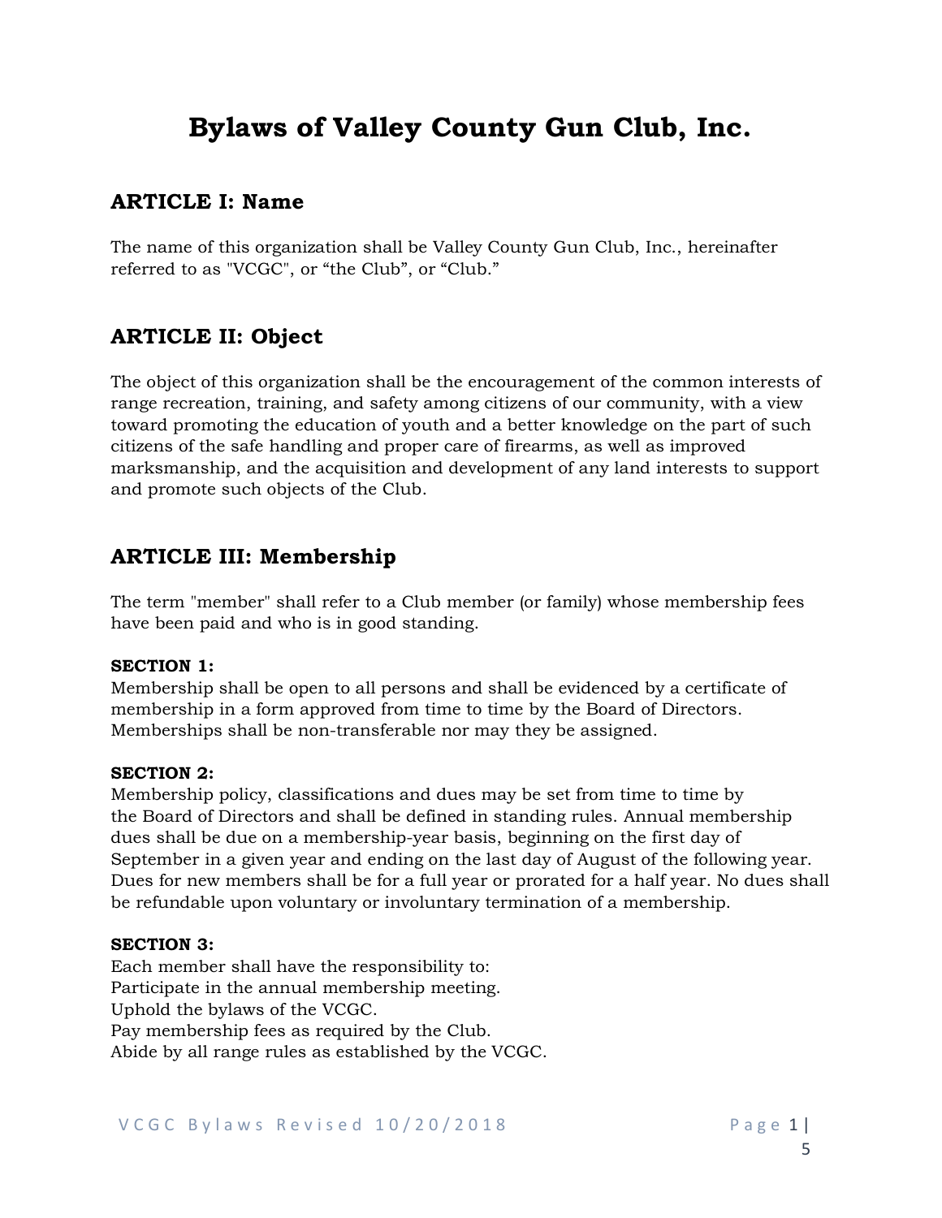# Bylaws of Valley County Gun Club, Inc.

## ARTICLE I: Name

The name of this organization shall be Valley County Gun Club, Inc., hereinafter referred to as "VCGC", or “the Club”, or “Club.”

## ARTICLE II: Object

The object of this organization shall be the encouragement of the common interests of range recreation, training, and safety among citizens of our community, with a view toward promoting the education of youth and a better knowledge on the part of such citizens of the safe handling and proper care of firearms, as well as improved marksmanship, and the acquisition and development of any land interests to support and promote such objects of the Club.

## ARTICLE III: Membership

The term "member" shall refer to a Club member (or family) whose membership fees have been paid and who is in good standing.

**SECTION 1:**
Membership shall be open to all persons and shall be evidenced by a certificate of membership in a form approved from time to time by the Board of Directors. Memberships shall be non-transferable nor may they be assigned.

**SECTION 2:**
Membership policy, classifications and dues may be set from time to time by the Board of Directors and shall be defined in standing rules. Annual membership dues shall be due on a membership-year basis, beginning on the first day of September in a given year and ending on the last day of August of the following year. Dues for new members shall be for a full year or prorated for a half year. No dues shall be refundable upon voluntary or involuntary termination of a membership.

**SECTION 3:**
Each member shall have the responsibility to:
Participate in the annual membership meeting.
Uphold the bylaws of the VCGC.
Pay membership fees as required by the Club.
Abide by all range rules as established by the VCGC.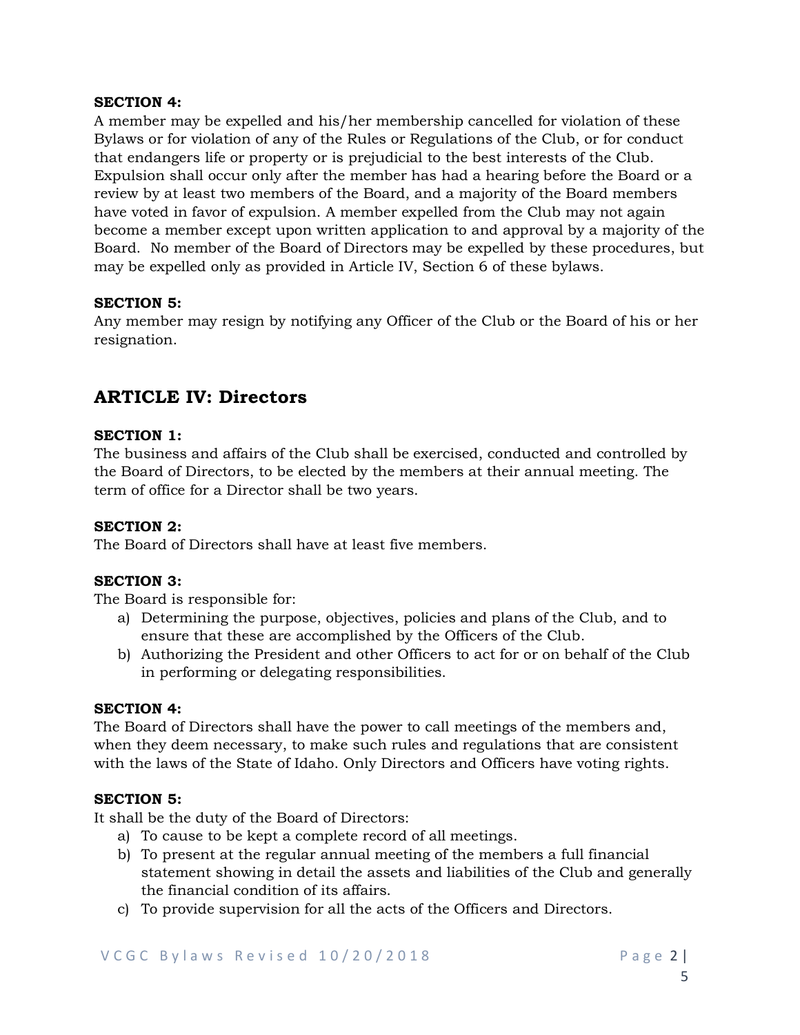**SECTION 4:**
A member may be expelled and his/her membership cancelled for violation of these Bylaws or for violation of any of the Rules or Regulations of the Club, or for conduct that endangers life or property or is prejudicial to the best interests of the Club. Expulsion shall occur only after the member has had a hearing before the Board or a review by at least two members of the Board, and a majority of the Board members have voted in favor of expulsion. A member expelled from the Club may not again become a member except upon written application to and approval by a majority of the Board. No member of the Board of Directors may be expelled by these procedures, but may be expelled only as provided in Article IV, Section 6 of these bylaws.

**SECTION 5:**
Any member may resign by notifying any Officer of the Club or the Board of his or her resignation.

## ARTICLE IV: Directors

**SECTION 1:**
The business and affairs of the Club shall be exercised, conducted and controlled by the Board of Directors, to be elected by the members at their annual meeting. The term of office for a Director shall be two years.

**SECTION 2:**
The Board of Directors shall have at least five members.

**SECTION 3:**
The Board is responsible for:

a) Determining the purpose, objectives, policies and plans of the Club, and to ensure that these are accomplished by the Officers of the Club.
b) Authorizing the President and other Officers to act for or on behalf of the Club in performing or delegating responsibilities.

**SECTION 4:**
The Board of Directors shall have the power to call meetings of the members and, when they deem necessary, to make such rules and regulations that are consistent with the laws of the State of Idaho. Only Directors and Officers have voting rights.

**SECTION 5:**
It shall be the duty of the Board of Directors:

a) To cause to be kept a complete record of all meetings.
b) To present at the regular annual meeting of the members a full financial statement showing in detail the assets and liabilities of the Club and generally the financial condition of its affairs.
c) To provide supervision for all the acts of the Officers and Directors.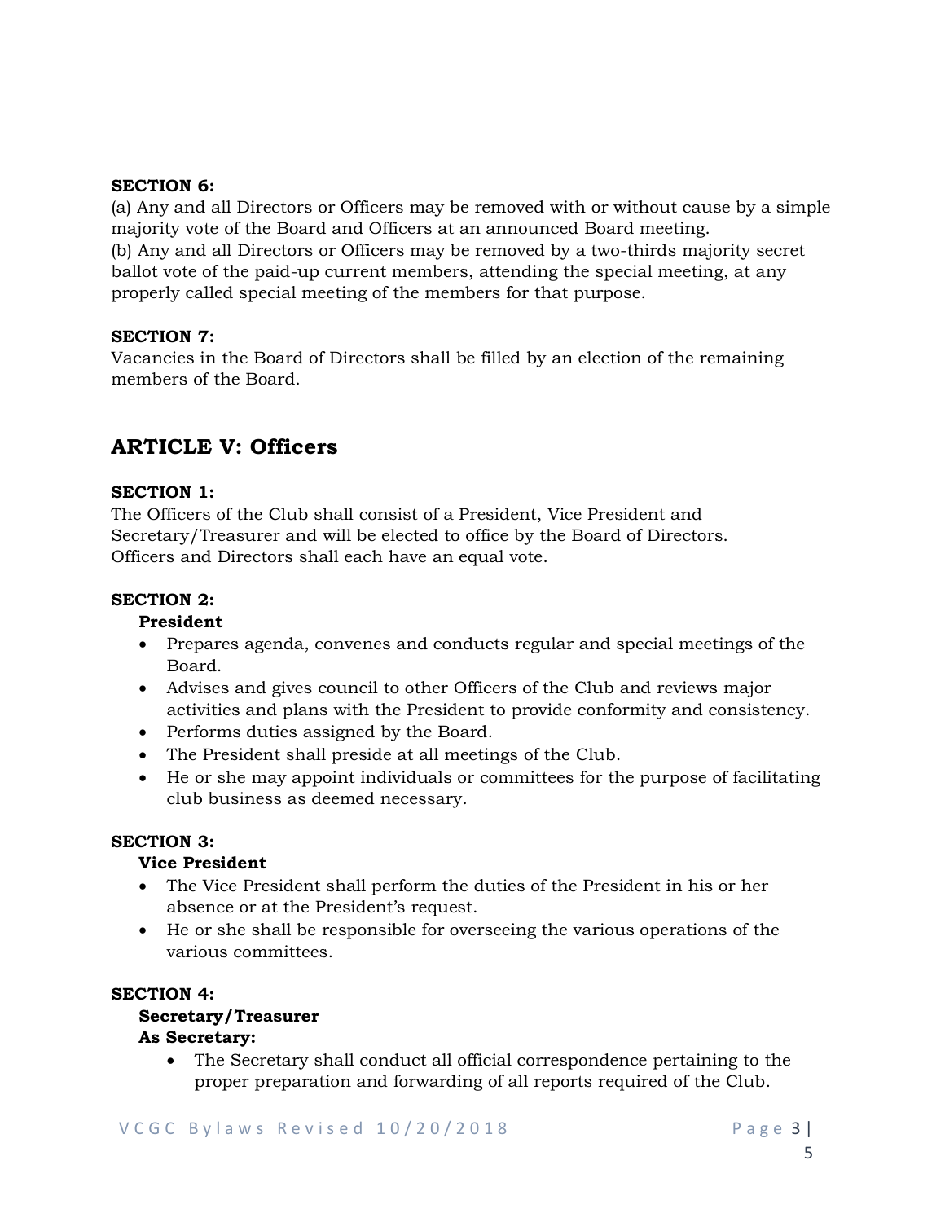**SECTION 6:**
(a) Any and all Directors or Officers may be removed with or without cause by a simple majority vote of the Board and Officers at an announced Board meeting.
(b) Any and all Directors or Officers may be removed by a two-thirds majority secret ballot vote of the paid-up current members, attending the special meeting, at any properly called special meeting of the members for that purpose.

**SECTION 7:**
Vacancies in the Board of Directors shall be filled by an election of the remaining members of the Board.

## ARTICLE V: Officers

**SECTION 1:**
The Officers of the Club shall consist of a President, Vice President and Secretary/Treasurer and will be elected to office by the Board of Directors. Officers and Directors shall each have an equal vote.

**SECTION 2:**

**President**

- Prepares agenda, convenes and conducts regular and special meetings of the Board.
- Advises and gives council to other Officers of the Club and reviews major activities and plans with the President to provide conformity and consistency.
- Performs duties assigned by the Board.
- The President shall preside at all meetings of the Club.
- He or she may appoint individuals or committees for the purpose of facilitating club business as deemed necessary.

**SECTION 3:**

**Vice President**

- The Vice President shall perform the duties of the President in his or her absence or at the President's request.
- He or she shall be responsible for overseeing the various operations of the various committees.

**SECTION 4:**

**Secretary/Treasurer**

**As Secretary:**

- The Secretary shall conduct all official correspondence pertaining to the proper preparation and forwarding of all reports required of the Club.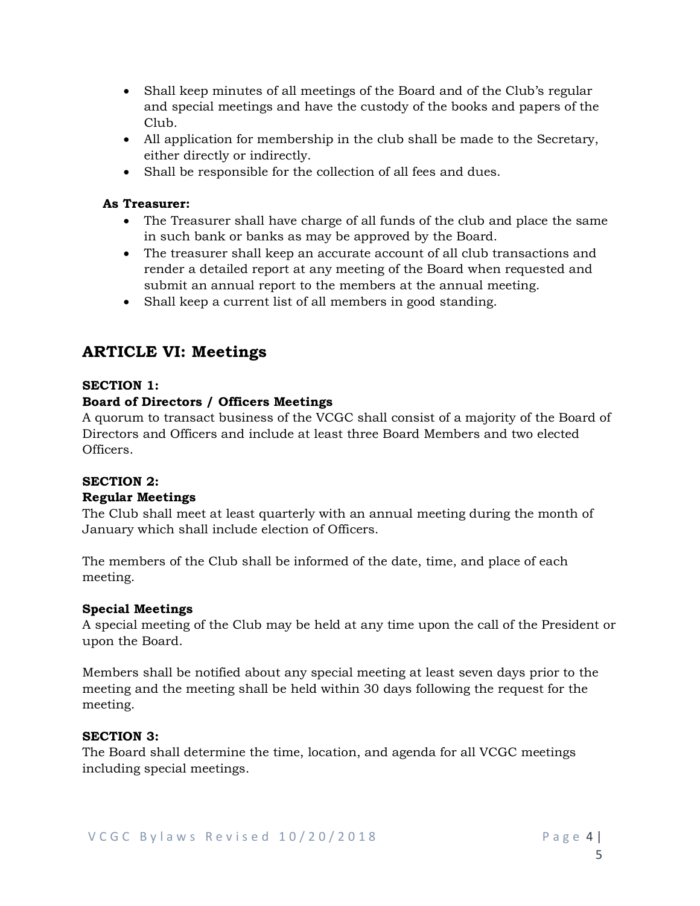- Shall keep minutes of all meetings of the Board and of the Club's regular and special meetings and have the custody of the books and papers of the Club.
- All application for membership in the club shall be made to the Secretary, either directly or indirectly.
- Shall be responsible for the collection of all fees and dues.

**As Treasurer:**

- The Treasurer shall have charge of all funds of the club and place the same in such bank or banks as may be approved by the Board.
- The treasurer shall keep an accurate account of all club transactions and render a detailed report at any meeting of the Board when requested and submit an annual report to the members at the annual meeting.
- Shall keep a current list of all members in good standing.

## ARTICLE VI: Meetings

**SECTION 1:**

**Board of Directors / Officers Meetings**

A quorum to transact business of the VCGC shall consist of a majority of the Board of Directors and Officers and include at least three Board Members and two elected Officers.

**SECTION 2:**

**Regular Meetings**

The Club shall meet at least quarterly with an annual meeting during the month of January which shall include election of Officers.

The members of the Club shall be informed of the date, time, and place of each meeting.

**Special Meetings**

A special meeting of the Club may be held at any time upon the call of the President or upon the Board.

Members shall be notified about any special meeting at least seven days prior to the meeting and the meeting shall be held within 30 days following the request for the meeting.

**SECTION 3:**

The Board shall determine the time, location, and agenda for all VCGC meetings including special meetings.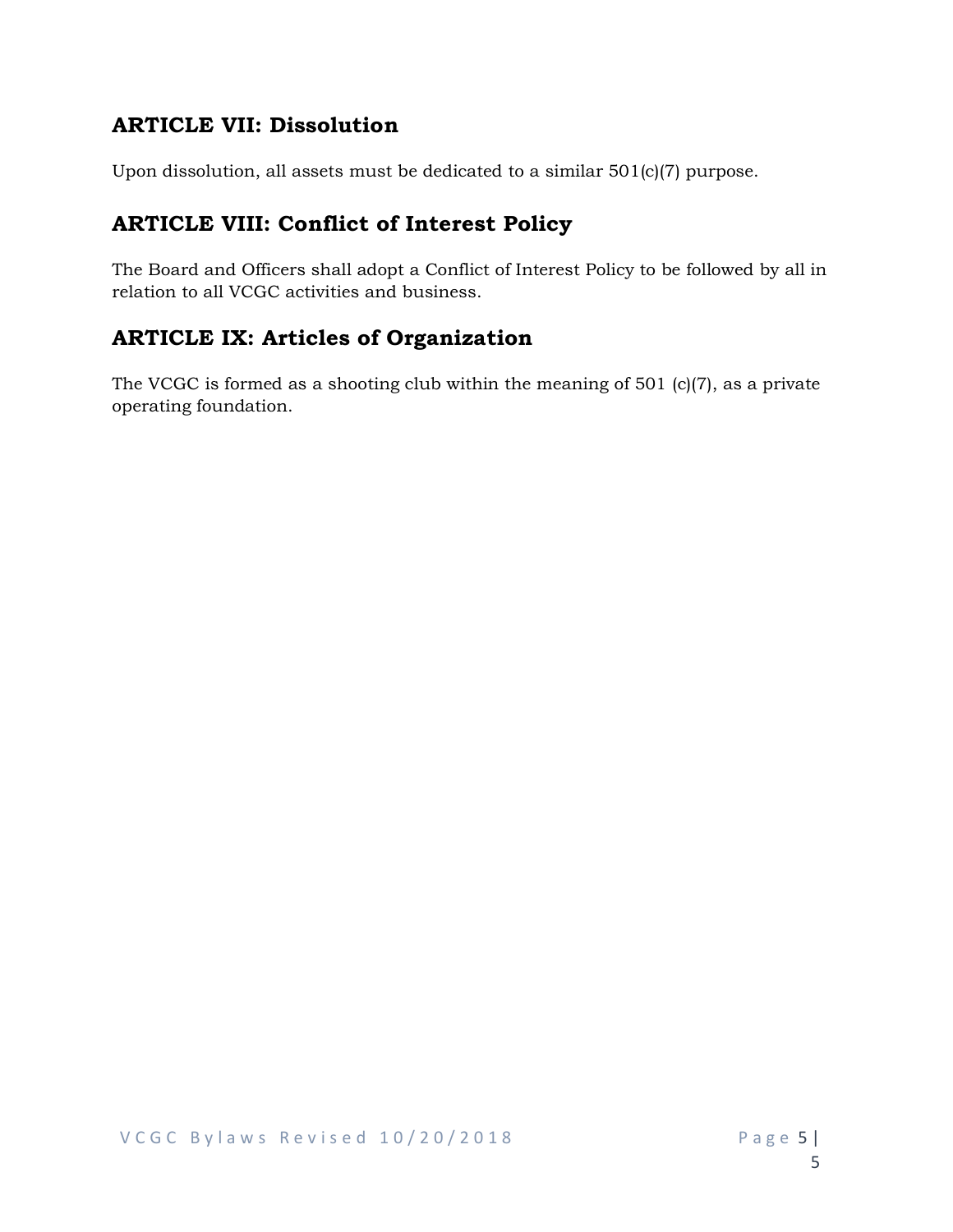## ARTICLE VII: Dissolution

Upon dissolution, all assets must be dedicated to a similar 501(c)(7) purpose.

## ARTICLE VIII: Conflict of Interest Policy

The Board and Officers shall adopt a Conflict of Interest Policy to be followed by all in relation to all VCGC activities and business.

## ARTICLE IX: Articles of Organization

The VCGC is formed as a shooting club within the meaning of 501 (c)(7), as a private operating foundation.